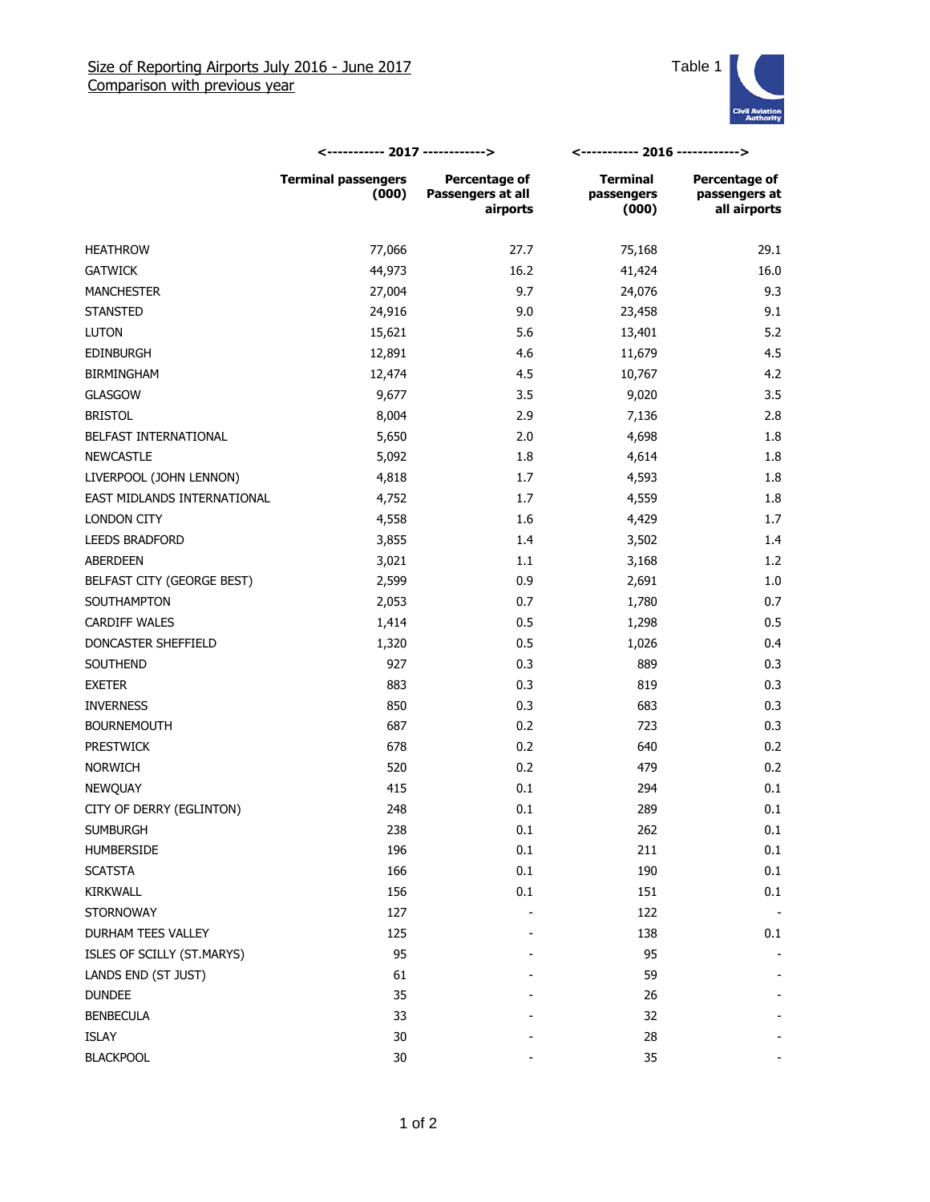Size of Reporting Airports July 2016 - June 2017
Comparison with previous year

Table 1

| | 2017 | | 2016 | |
|---|---|---|---|---|
| | Terminal passengers (000) | Percentage of Passengers at all airports | Terminal passengers (000) | Percentage of passengers at all airports |
| HEATHROW | 77,066 | 27.7 | 75,168 | 29.1 |
| GATWICK | 44,973 | 16.2 | 41,424 | 16.0 |
| MANCHESTER | 27,004 | 9.7 | 24,076 | 9.3 |
| STANSTED | 24,916 | 9.0 | 23,458 | 9.1 |
| LUTON | 15,621 | 5.6 | 13,401 | 5.2 |
| EDINBURGH | 12,891 | 4.6 | 11,679 | 4.5 |
| BIRMINGHAM | 12,474 | 4.5 | 10,767 | 4.2 |
| GLASGOW | 9,677 | 3.5 | 9,020 | 3.5 |
| BRISTOL | 8,004 | 2.9 | 7,136 | 2.8 |
| BELFAST INTERNATIONAL | 5,650 | 2.0 | 4,698 | 1.8 |
| NEWCASTLE | 5,092 | 1.8 | 4,614 | 1.8 |
| LIVERPOOL (JOHN LENNON) | 4,818 | 1.7 | 4,593 | 1.8 |
| EAST MIDLANDS INTERNATIONAL | 4,752 | 1.7 | 4,559 | 1.8 |
| LONDON CITY | 4,558 | 1.6 | 4,429 | 1.7 |
| LEEDS BRADFORD | 3,855 | 1.4 | 3,502 | 1.4 |
| ABERDEEN | 3,021 | 1.1 | 3,168 | 1.2 |
| BELFAST CITY (GEORGE BEST) | 2,599 | 0.9 | 2,691 | 1.0 |
| SOUTHAMPTON | 2,053 | 0.7 | 1,780 | 0.7 |
| CARDIFF WALES | 1,414 | 0.5 | 1,298 | 0.5 |
| DONCASTER SHEFFIELD | 1,320 | 0.5 | 1,026 | 0.4 |
| SOUTHEND | 927 | 0.3 | 889 | 0.3 |
| EXETER | 883 | 0.3 | 819 | 0.3 |
| INVERNESS | 850 | 0.3 | 683 | 0.3 |
| BOURNEMOUTH | 687 | 0.2 | 723 | 0.3 |
| PRESTWICK | 678 | 0.2 | 640 | 0.2 |
| NORWICH | 520 | 0.2 | 479 | 0.2 |
| NEWQUAY | 415 | 0.1 | 294 | 0.1 |
| CITY OF DERRY (EGLINTON) | 248 | 0.1 | 289 | 0.1 |
| SUMBURGH | 238 | 0.1 | 262 | 0.1 |
| HUMBERSIDE | 196 | 0.1 | 211 | 0.1 |
| SCATSTA | 166 | 0.1 | 190 | 0.1 |
| KIRKWALL | 156 | 0.1 | 151 | 0.1 |
| STORNOWAY | 127 | - | 122 | - |
| DURHAM TEES VALLEY | 125 | - | 138 | 0.1 |
| ISLES OF SCILLY (ST.MARYS) | 95 | - | 95 | - |
| LANDS END (ST JUST) | 61 | - | 59 | - |
| DUNDEE | 35 | - | 26 | - |
| BENBECULA | 33 | - | 32 | - |
| ISLAY | 30 | - | 28 | - |
| BLACKPOOL | 30 | - | 35 | - |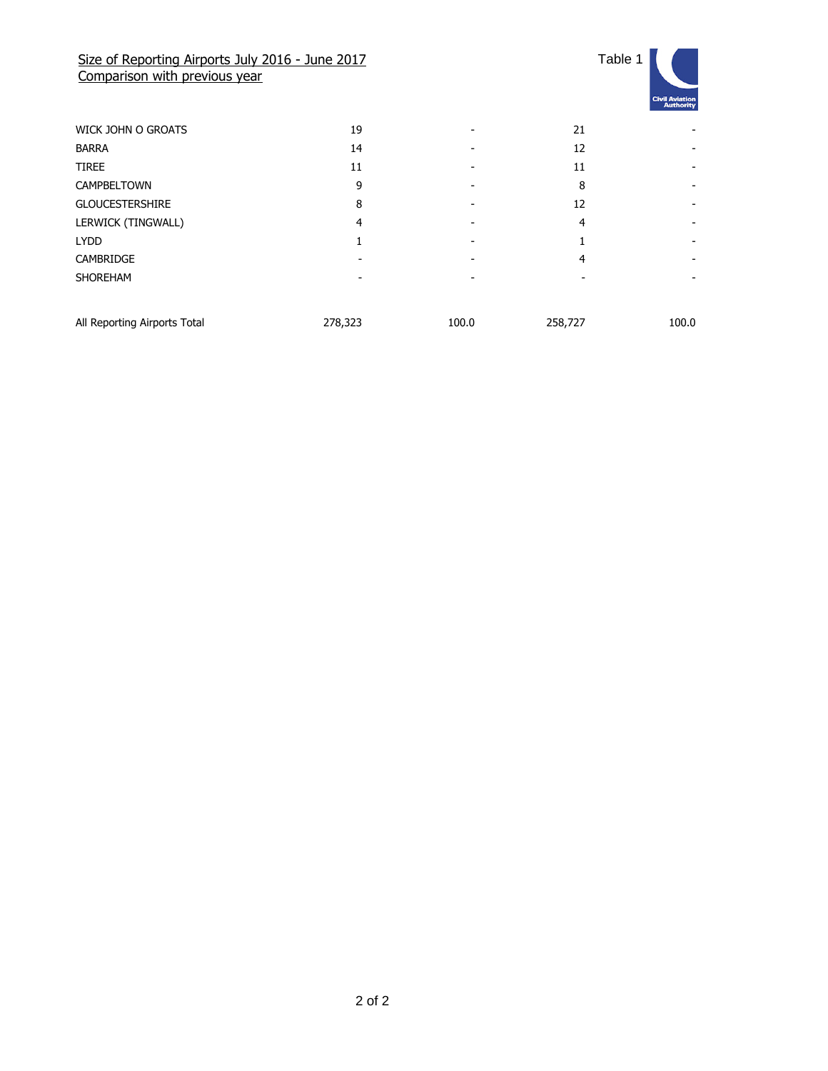Size of Reporting Airports July 2016 - June 2017
Comparison with previous year

Table 1

| | | | | |
|---|---|---|---|---|
| WICK JOHN O GROATS | 19 | - | 21 | - |
| BARRA | 14 | - | 12 | - |
| TIREE | 11 | - | 11 | - |
| CAMPBELTOWN | 9 | - | 8 | - |
| GLOUCESTERSHIRE | 8 | - | 12 | - |
| LERWICK (TINGWALL) | 4 | - | 4 | - |
| LYDD | 1 | - | 1 | - |
| CAMBRIDGE | - | - | 4 | - |
| SHOREHAM | - | - | - | - |
| All Reporting Airports Total | 278,323 | 100.0 | 258,727 | 100.0 |